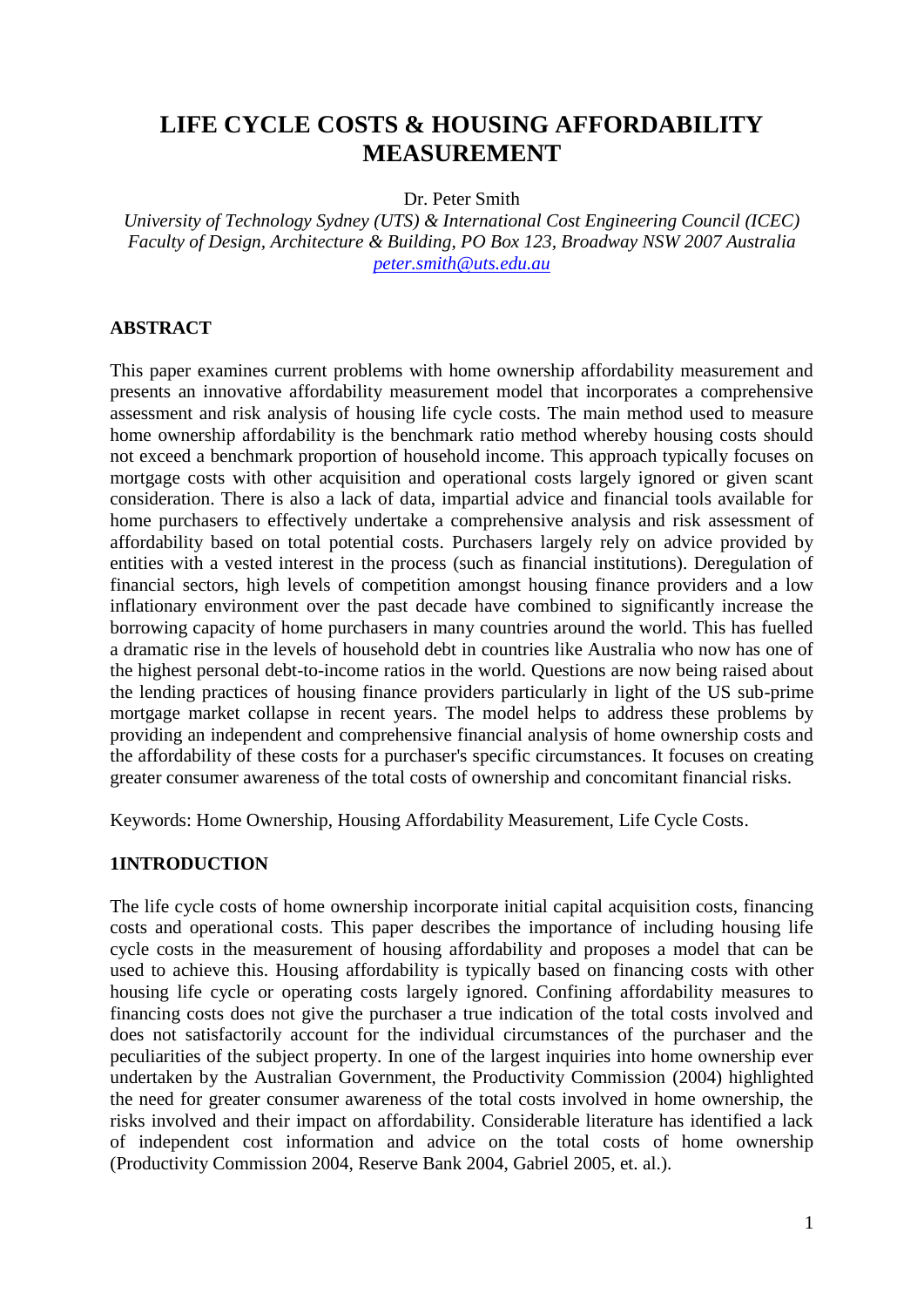# LIFE CYCLE COSTS & HOUSING AFFORDABILITY MEASUREMENT

Dr. Peter Smith

*University of Technology Sydney (UTS) & International Cost Engineering Council (ICEC)*
*Faculty of Design, Architecture & Building, PO Box 123, Broadway NSW 2007 Australia*
*peter.smith@uts.edu.au*

## ABSTRACT

This paper examines current problems with home ownership affordability measurement and presents an innovative affordability measurement model that incorporates a comprehensive assessment and risk analysis of housing life cycle costs. The main method used to measure home ownership affordability is the benchmark ratio method whereby housing costs should not exceed a benchmark proportion of household income. This approach typically focuses on mortgage costs with other acquisition and operational costs largely ignored or given scant consideration. There is also a lack of data, impartial advice and financial tools available for home purchasers to effectively undertake a comprehensive analysis and risk assessment of affordability based on total potential costs. Purchasers largely rely on advice provided by entities with a vested interest in the process (such as financial institutions). Deregulation of financial sectors, high levels of competition amongst housing finance providers and a low inflationary environment over the past decade have combined to significantly increase the borrowing capacity of home purchasers in many countries around the world. This has fuelled a dramatic rise in the levels of household debt in countries like Australia who now has one of the highest personal debt-to-income ratios in the world. Questions are now being raised about the lending practices of housing finance providers particularly in light of the US sub-prime mortgage market collapse in recent years. The model helps to address these problems by providing an independent and comprehensive financial analysis of home ownership costs and the affordability of these costs for a purchaser's specific circumstances. It focuses on creating greater consumer awareness of the total costs of ownership and concomitant financial risks.

Keywords: Home Ownership, Housing Affordability Measurement, Life Cycle Costs.

## 1INTRODUCTION

The life cycle costs of home ownership incorporate initial capital acquisition costs, financing costs and operational costs. This paper describes the importance of including housing life cycle costs in the measurement of housing affordability and proposes a model that can be used to achieve this. Housing affordability is typically based on financing costs with other housing life cycle or operating costs largely ignored. Confining affordability measures to financing costs does not give the purchaser a true indication of the total costs involved and does not satisfactorily account for the individual circumstances of the purchaser and the peculiarities of the subject property. In one of the largest inquiries into home ownership ever undertaken by the Australian Government, the Productivity Commission (2004) highlighted the need for greater consumer awareness of the total costs involved in home ownership, the risks involved and their impact on affordability. Considerable literature has identified a lack of independent cost information and advice on the total costs of home ownership (Productivity Commission 2004, Reserve Bank 2004, Gabriel 2005, et. al.).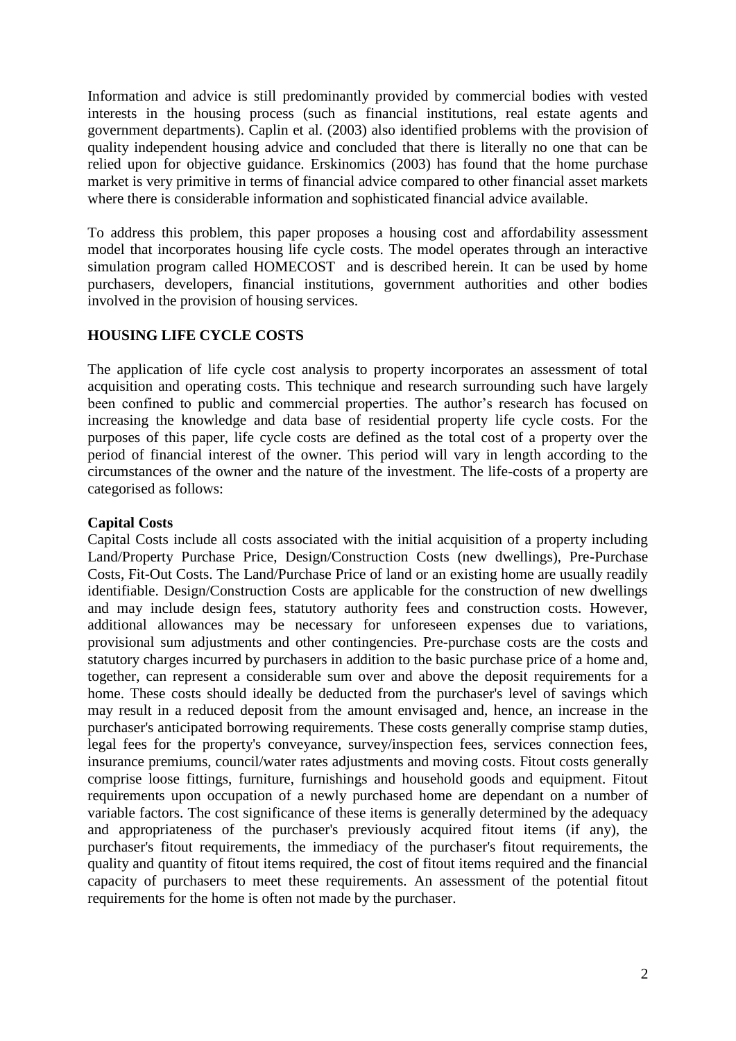Information and advice is still predominantly provided by commercial bodies with vested interests in the housing process (such as financial institutions, real estate agents and government departments). Caplin et al. (2003) also identified problems with the provision of quality independent housing advice and concluded that there is literally no one that can be relied upon for objective guidance. Erskinomics (2003) has found that the home purchase market is very primitive in terms of financial advice compared to other financial asset markets where there is considerable information and sophisticated financial advice available.

To address this problem, this paper proposes a housing cost and affordability assessment model that incorporates housing life cycle costs. The model operates through an interactive simulation program called HOMECOST and is described herein. It can be used by home purchasers, developers, financial institutions, government authorities and other bodies involved in the provision of housing services.

## HOUSING LIFE CYCLE COSTS

The application of life cycle cost analysis to property incorporates an assessment of total acquisition and operating costs. This technique and research surrounding such have largely been confined to public and commercial properties. The author's research has focused on increasing the knowledge and data base of residential property life cycle costs. For the purposes of this paper, life cycle costs are defined as the total cost of a property over the period of financial interest of the owner. This period will vary in length according to the circumstances of the owner and the nature of the investment. The life-costs of a property are categorised as follows:

### Capital Costs

Capital Costs include all costs associated with the initial acquisition of a property including Land/Property Purchase Price, Design/Construction Costs (new dwellings), Pre-Purchase Costs, Fit-Out Costs. The Land/Purchase Price of land or an existing home are usually readily identifiable. Design/Construction Costs are applicable for the construction of new dwellings and may include design fees, statutory authority fees and construction costs. However, additional allowances may be necessary for unforeseen expenses due to variations, provisional sum adjustments and other contingencies. Pre-purchase costs are the costs and statutory charges incurred by purchasers in addition to the basic purchase price of a home and, together, can represent a considerable sum over and above the deposit requirements for a home. These costs should ideally be deducted from the purchaser's level of savings which may result in a reduced deposit from the amount envisaged and, hence, an increase in the purchaser's anticipated borrowing requirements. These costs generally comprise stamp duties, legal fees for the property's conveyance, survey/inspection fees, services connection fees, insurance premiums, council/water rates adjustments and moving costs. Fitout costs generally comprise loose fittings, furniture, furnishings and household goods and equipment. Fitout requirements upon occupation of a newly purchased home are dependant on a number of variable factors. The cost significance of these items is generally determined by the adequacy and appropriateness of the purchaser's previously acquired fitout items (if any), the purchaser's fitout requirements, the immediacy of the purchaser's fitout requirements, the quality and quantity of fitout items required, the cost of fitout items required and the financial capacity of purchasers to meet these requirements. An assessment of the potential fitout requirements for the home is often not made by the purchaser.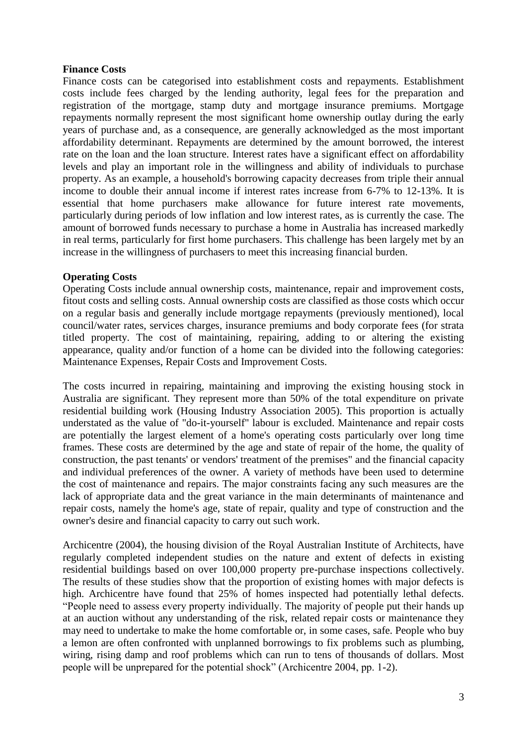**Finance Costs**

Finance costs can be categorised into establishment costs and repayments. Establishment costs include fees charged by the lending authority, legal fees for the preparation and registration of the mortgage, stamp duty and mortgage insurance premiums. Mortgage repayments normally represent the most significant home ownership outlay during the early years of purchase and, as a consequence, are generally acknowledged as the most important affordability determinant. Repayments are determined by the amount borrowed, the interest rate on the loan and the loan structure. Interest rates have a significant effect on affordability levels and play an important role in the willingness and ability of individuals to purchase property. As an example, a household's borrowing capacity decreases from triple their annual income to double their annual income if interest rates increase from 6-7% to 12-13%. It is essential that home purchasers make allowance for future interest rate movements, particularly during periods of low inflation and low interest rates, as is currently the case. The amount of borrowed funds necessary to purchase a home in Australia has increased markedly in real terms, particularly for first home purchasers. This challenge has been largely met by an increase in the willingness of purchasers to meet this increasing financial burden.

**Operating Costs**

Operating Costs include annual ownership costs, maintenance, repair and improvement costs, fitout costs and selling costs. Annual ownership costs are classified as those costs which occur on a regular basis and generally include mortgage repayments (previously mentioned), local council/water rates, services charges, insurance premiums and body corporate fees (for strata titled property. The cost of maintaining, repairing, adding to or altering the existing appearance, quality and/or function of a home can be divided into the following categories: Maintenance Expenses, Repair Costs and Improvement Costs.

The costs incurred in repairing, maintaining and improving the existing housing stock in Australia are significant. They represent more than 50% of the total expenditure on private residential building work (Housing Industry Association 2005). This proportion is actually understated as the value of "do-it-yourself" labour is excluded. Maintenance and repair costs are potentially the largest element of a home's operating costs particularly over long time frames. These costs are determined by the age and state of repair of the home, the quality of construction, the past tenants' or vendors' treatment of the premises" and the financial capacity and individual preferences of the owner. A variety of methods have been used to determine the cost of maintenance and repairs. The major constraints facing any such measures are the lack of appropriate data and the great variance in the main determinants of maintenance and repair costs, namely the home's age, state of repair, quality and type of construction and the owner's desire and financial capacity to carry out such work.

Archicentre (2004), the housing division of the Royal Australian Institute of Architects, have regularly completed independent studies on the nature and extent of defects in existing residential buildings based on over 100,000 property pre-purchase inspections collectively. The results of these studies show that the proportion of existing homes with major defects is high. Archicentre have found that 25% of homes inspected had potentially lethal defects. "People need to assess every property individually. The majority of people put their hands up at an auction without any understanding of the risk, related repair costs or maintenance they may need to undertake to make the home comfortable or, in some cases, safe. People who buy a lemon are often confronted with unplanned borrowings to fix problems such as plumbing, wiring, rising damp and roof problems which can run to tens of thousands of dollars. Most people will be unprepared for the potential shock" (Archicentre 2004, pp. 1-2).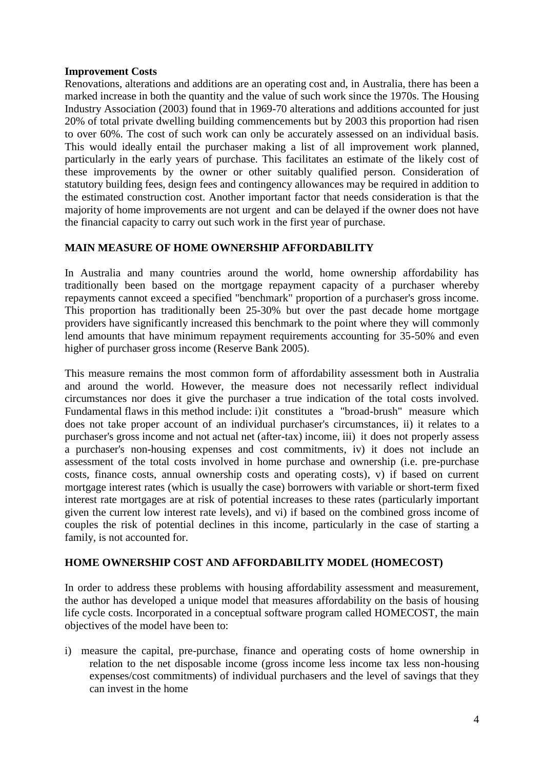**Improvement Costs**

Renovations, alterations and additions are an operating cost and, in Australia, there has been a marked increase in both the quantity and the value of such work since the 1970s. The Housing Industry Association (2003) found that in 1969-70 alterations and additions accounted for just 20% of total private dwelling building commencements but by 2003 this proportion had risen to over 60%. The cost of such work can only be accurately assessed on an individual basis. This would ideally entail the purchaser making a list of all improvement work planned, particularly in the early years of purchase. This facilitates an estimate of the likely cost of these improvements by the owner or other suitably qualified person. Consideration of statutory building fees, design fees and contingency allowances may be required in addition to the estimated construction cost. Another important factor that needs consideration is that the majority of home improvements are not urgent and can be delayed if the owner does not have the financial capacity to carry out such work in the first year of purchase.

## MAIN MEASURE OF HOME OWNERSHIP AFFORDABILITY

In Australia and many countries around the world, home ownership affordability has traditionally been based on the mortgage repayment capacity of a purchaser whereby repayments cannot exceed a specified "benchmark" proportion of a purchaser's gross income. This proportion has traditionally been 25-30% but over the past decade home mortgage providers have significantly increased this benchmark to the point where they will commonly lend amounts that have minimum repayment requirements accounting for 35-50% and even higher of purchaser gross income (Reserve Bank 2005).

This measure remains the most common form of affordability assessment both in Australia and around the world. However, the measure does not necessarily reflect individual circumstances nor does it give the purchaser a true indication of the total costs involved. Fundamental flaws in this method include: i) it constitutes a "broad-brush" measure which does not take proper account of an individual purchaser's circumstances, ii) it relates to a purchaser's gross income and not actual net (after-tax) income, iii) it does not properly assess a purchaser's non-housing expenses and cost commitments, iv) it does not include an assessment of the total costs involved in home purchase and ownership (i.e. pre-purchase costs, finance costs, annual ownership costs and operating costs), v) if based on current mortgage interest rates (which is usually the case) borrowers with variable or short-term fixed interest rate mortgages are at risk of potential increases to these rates (particularly important given the current low interest rate levels), and vi) if based on the combined gross income of couples the risk of potential declines in this income, particularly in the case of starting a family, is not accounted for.

## HOME OWNERSHIP COST AND AFFORDABILITY MODEL (HOMECOST)

In order to address these problems with housing affordability assessment and measurement, the author has developed a unique model that measures affordability on the basis of housing life cycle costs. Incorporated in a conceptual software program called HOMECOST, the main objectives of the model have been to:

i) measure the capital, pre-purchase, finance and operating costs of home ownership in relation to the net disposable income (gross income less income tax less non-housing expenses/cost commitments) of individual purchasers and the level of savings that they can invest in the home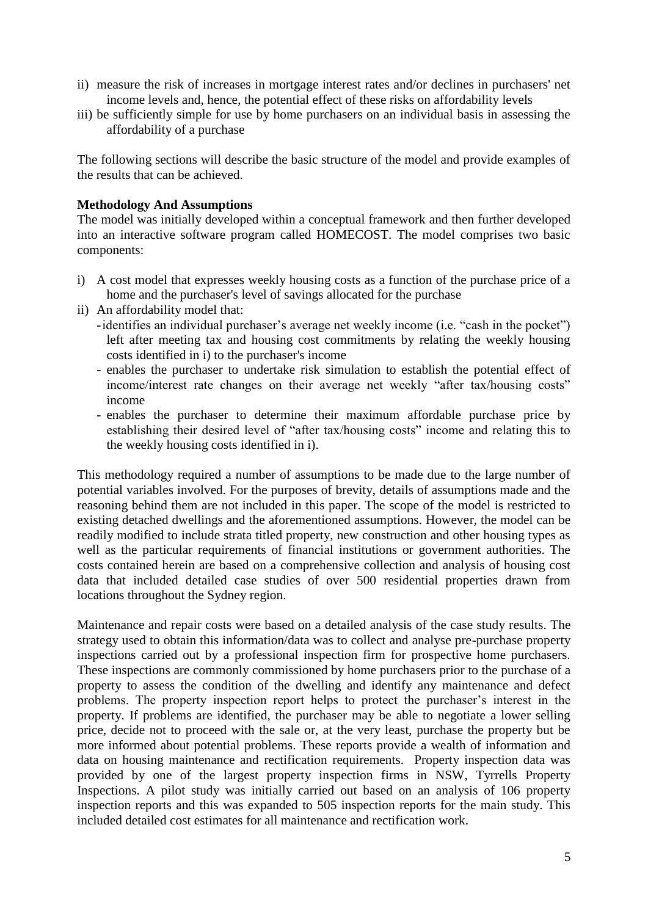ii) measure the risk of increases in mortgage interest rates and/or declines in purchasers' net income levels and, hence, the potential effect of these risks on affordability levels

iii) be sufficiently simple for use by home purchasers on an individual basis in assessing the affordability of a purchase

The following sections will describe the basic structure of the model and provide examples of the results that can be achieved.

**Methodology And Assumptions**

The model was initially developed within a conceptual framework and then further developed into an interactive software program called HOMECOST. The model comprises two basic components:

i) A cost model that expresses weekly housing costs as a function of the purchase price of a home and the purchaser's level of savings allocated for the purchase

ii) An affordability model that:
   - identifies an individual purchaser's average net weekly income (i.e. "cash in the pocket") left after meeting tax and housing cost commitments by relating the weekly housing costs identified in i) to the purchaser's income
   - enables the purchaser to undertake risk simulation to establish the potential effect of income/interest rate changes on their average net weekly "after tax/housing costs" income
   - enables the purchaser to determine their maximum affordable purchase price by establishing their desired level of "after tax/housing costs" income and relating this to the weekly housing costs identified in i).

This methodology required a number of assumptions to be made due to the large number of potential variables involved. For the purposes of brevity, details of assumptions made and the reasoning behind them are not included in this paper. The scope of the model is restricted to existing detached dwellings and the aforementioned assumptions. However, the model can be readily modified to include strata titled property, new construction and other housing types as well as the particular requirements of financial institutions or government authorities. The costs contained herein are based on a comprehensive collection and analysis of housing cost data that included detailed case studies of over 500 residential properties drawn from locations throughout the Sydney region.

Maintenance and repair costs were based on a detailed analysis of the case study results. The strategy used to obtain this information/data was to collect and analyse pre-purchase property inspections carried out by a professional inspection firm for prospective home purchasers. These inspections are commonly commissioned by home purchasers prior to the purchase of a property to assess the condition of the dwelling and identify any maintenance and defect problems. The property inspection report helps to protect the purchaser's interest in the property. If problems are identified, the purchaser may be able to negotiate a lower selling price, decide not to proceed with the sale or, at the very least, purchase the property but be more informed about potential problems. These reports provide a wealth of information and data on housing maintenance and rectification requirements. Property inspection data was provided by one of the largest property inspection firms in NSW, Tyrrells Property Inspections. A pilot study was initially carried out based on an analysis of 106 property inspection reports and this was expanded to 505 inspection reports for the main study. This included detailed cost estimates for all maintenance and rectification work.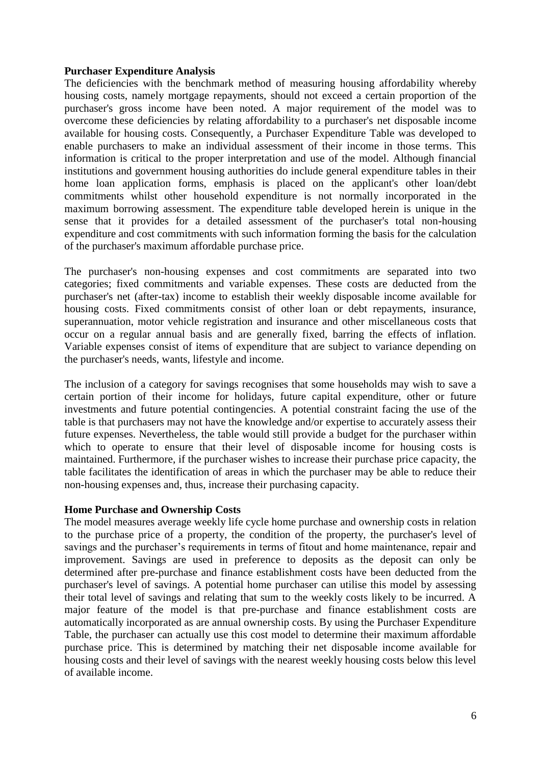### Purchaser Expenditure Analysis

The deficiencies with the benchmark method of measuring housing affordability whereby housing costs, namely mortgage repayments, should not exceed a certain proportion of the purchaser's gross income have been noted. A major requirement of the model was to overcome these deficiencies by relating affordability to a purchaser's net disposable income available for housing costs. Consequently, a Purchaser Expenditure Table was developed to enable purchasers to make an individual assessment of their income in those terms. This information is critical to the proper interpretation and use of the model. Although financial institutions and government housing authorities do include general expenditure tables in their home loan application forms, emphasis is placed on the applicant's other loan/debt commitments whilst other household expenditure is not normally incorporated in the maximum borrowing assessment. The expenditure table developed herein is unique in the sense that it provides for a detailed assessment of the purchaser's total non-housing expenditure and cost commitments with such information forming the basis for the calculation of the purchaser's maximum affordable purchase price.

The purchaser's non-housing expenses and cost commitments are separated into two categories; fixed commitments and variable expenses. These costs are deducted from the purchaser's net (after-tax) income to establish their weekly disposable income available for housing costs. Fixed commitments consist of other loan or debt repayments, insurance, superannuation, motor vehicle registration and insurance and other miscellaneous costs that occur on a regular annual basis and are generally fixed, barring the effects of inflation. Variable expenses consist of items of expenditure that are subject to variance depending on the purchaser's needs, wants, lifestyle and income.

The inclusion of a category for savings recognises that some households may wish to save a certain portion of their income for holidays, future capital expenditure, other or future investments and future potential contingencies. A potential constraint facing the use of the table is that purchasers may not have the knowledge and/or expertise to accurately assess their future expenses. Nevertheless, the table would still provide a budget for the purchaser within which to operate to ensure that their level of disposable income for housing costs is maintained. Furthermore, if the purchaser wishes to increase their purchase price capacity, the table facilitates the identification of areas in which the purchaser may be able to reduce their non-housing expenses and, thus, increase their purchasing capacity.

### Home Purchase and Ownership Costs

The model measures average weekly life cycle home purchase and ownership costs in relation to the purchase price of a property, the condition of the property, the purchaser's level of savings and the purchaser's requirements in terms of fitout and home maintenance, repair and improvement. Savings are used in preference to deposits as the deposit can only be determined after pre-purchase and finance establishment costs have been deducted from the purchaser's level of savings. A potential home purchaser can utilise this model by assessing their total level of savings and relating that sum to the weekly costs likely to be incurred. A major feature of the model is that pre-purchase and finance establishment costs are automatically incorporated as are annual ownership costs. By using the Purchaser Expenditure Table, the purchaser can actually use this cost model to determine their maximum affordable purchase price. This is determined by matching their net disposable income available for housing costs and their level of savings with the nearest weekly housing costs below this level of available income.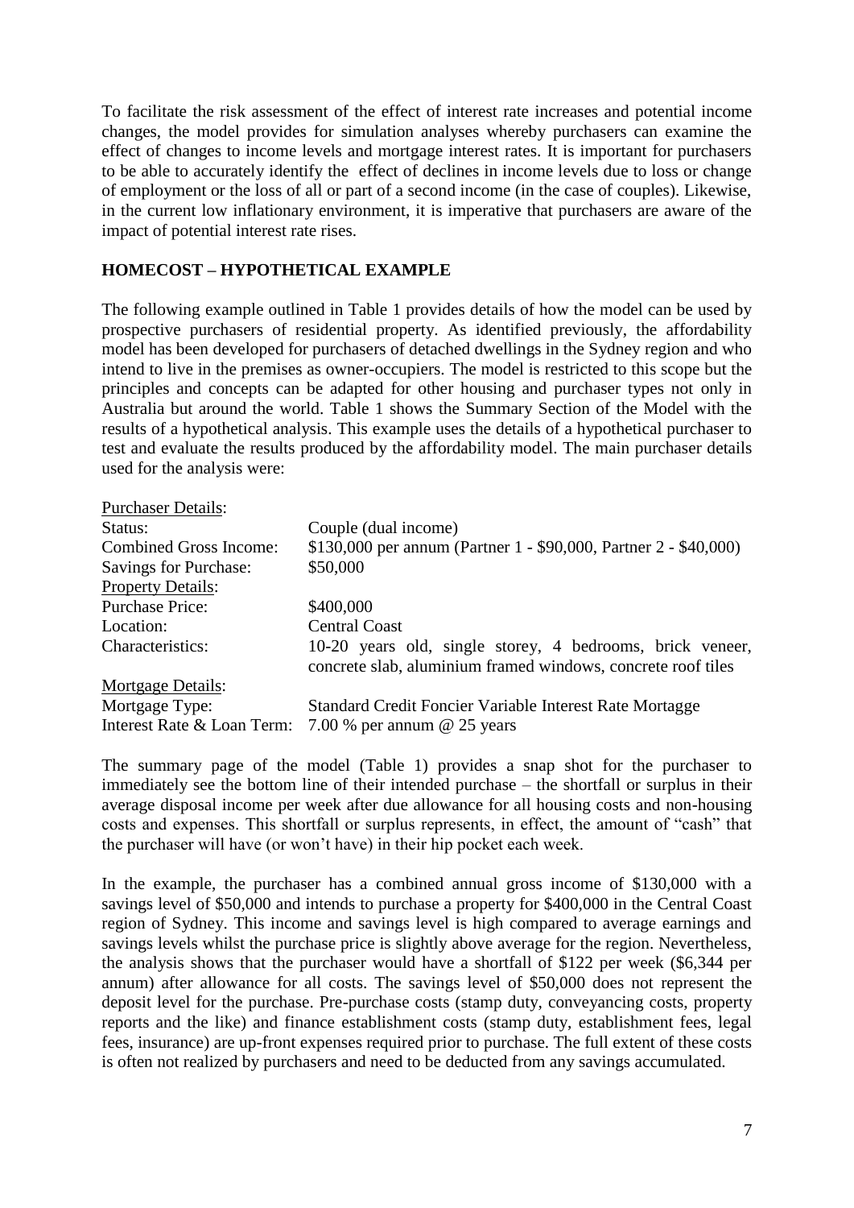To facilitate the risk assessment of the effect of interest rate increases and potential income changes, the model provides for simulation analyses whereby purchasers can examine the effect of changes to income levels and mortgage interest rates. It is important for purchasers to be able to accurately identify the effect of declines in income levels due to loss or change of employment or the loss of all or part of a second income (in the case of couples). Likewise, in the current low inflationary environment, it is imperative that purchasers are aware of the impact of potential interest rate rises.

## HOMECOST – HYPOTHETICAL EXAMPLE

The following example outlined in Table 1 provides details of how the model can be used by prospective purchasers of residential property. As identified previously, the affordability model has been developed for purchasers of detached dwellings in the Sydney region and who intend to live in the premises as owner-occupiers. The model is restricted to this scope but the principles and concepts can be adapted for other housing and purchaser types not only in Australia but around the world. Table 1 shows the Summary Section of the Model with the results of a hypothetical analysis. This example uses the details of a hypothetical purchaser to test and evaluate the results produced by the affordability model. The main purchaser details used for the analysis were:

| | |
|---|---|
| Purchaser Details: | |
| Status: | Couple (dual income) |
| Combined Gross Income: | \$130,000 per annum (Partner 1 - \$90,000, Partner 2 - \$40,000) |
| Savings for Purchase: | \$50,000 |
| Property Details: | |
| Purchase Price: | \$400,000 |
| Location: | Central Coast |
| Characteristics: | 10-20 years old, single storey, 4 bedrooms, brick veneer, concrete slab, aluminium framed windows, concrete roof tiles |
| Mortgage Details: | |
| Mortgage Type: | Standard Credit Foncier Variable Interest Rate Mortagge |
| Interest Rate & Loan Term: | 7.00 % per annum @ 25 years |

The summary page of the model (Table 1) provides a snap shot for the purchaser to immediately see the bottom line of their intended purchase – the shortfall or surplus in their average disposal income per week after due allowance for all housing costs and non-housing costs and expenses. This shortfall or surplus represents, in effect, the amount of "cash" that the purchaser will have (or won't have) in their hip pocket each week.

In the example, the purchaser has a combined annual gross income of \$130,000 with a savings level of \$50,000 and intends to purchase a property for \$400,000 in the Central Coast region of Sydney. This income and savings level is high compared to average earnings and savings levels whilst the purchase price is slightly above average for the region. Nevertheless, the analysis shows that the purchaser would have a shortfall of \$122 per week (\$6,344 per annum) after allowance for all costs. The savings level of \$50,000 does not represent the deposit level for the purchase. Pre-purchase costs (stamp duty, conveyancing costs, property reports and the like) and finance establishment costs (stamp duty, establishment fees, legal fees, insurance) are up-front expenses required prior to purchase. The full extent of these costs is often not realized by purchasers and need to be deducted from any savings accumulated.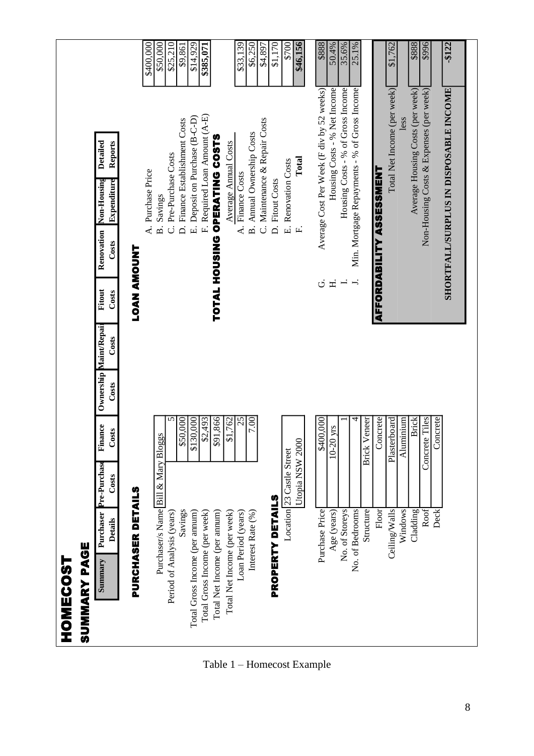# HOMECOST

## SUMMARY PAGE

| Summary | Purchaser Details | Pre-Purchase Costs | Finance Costs | Ownership Costs | Maint/Repair Costs | Fitout Costs | Renovation Costs | Non-Housing Expenditure | Detailed Reports |
|---|---|---|---|---|---|---|---|---|---|

### PURCHASER DETAILS

| | |
|---|---|
| Purchaser/s Name | Bill & Mary Bloggs |
| Period of Analysis (years) | 5 |
| Savings | $50,000 |
| Total Gross Income (per annum) | $130,000 |
| Total Gross Income (per week) | $2,493 |
| Total Net Income (per annum) | $91,866 |
| Total Net Income (per week) | $1,762 |
| Loan Period (years) | 25 |
| Interest Rate (%) | 7.00 |

### PROPERTY DETAILS

| | |
|---|---|
| Location | 23 Castle Street Utopia NSW 2000 |
| Purchase Price | $400,000 |
| Age (years) | 10-20 yrs |
| No. of Storeys | 1 |
| No. of Bedrooms | 4 |
| Structure | Brick Veneer |
| Floor | Concrete |
| Ceiling/Walls | Plasterboard |
| Windows | Aluminium |
| Cladding | Brick |
| Roof | Concrete Tiles |
| Deck | Concrete |

### LOAN AMOUNT

| | |
|---|---|
| A. Purchase Price | $400,000 |
| B. Savings | $50,000 |
| C. Pre-Purchase Costs | $25,210 |
| D. Finance Establishment Costs | $9,861 |
| E. Deposit on Purchase (B-C-D) | $14,929 |
| F. Required Loan Amount (A-E) | **$385,071** |

### TOTAL HOUSING OPERATING COSTS

| Average Annual Costs | |
|---|---|
| A. Finance Costs | $33,139 |
| B. Annual Ownership Costs | $6,250 |
| C. Maintenance & Repair Costs | $4,897 |
| D. Fitout Costs | $1,170 |
| E. Renovation Costs | $700 |
| F. **Total** | **$46,156** |

| | |
|---|---|
| G. Average Cost Per Week (F div by 52 weeks) | $888 |
| H. Housing Costs - % Net Income | 50.4% |
| I. Housing Costs - % of Gross Income | 35.6% |
| J. Min. Mortgage Repayments - % of Gross Income | 25.1% |

### AFFORDABILITY ASSESSMENT

| | |
|---|---|
| Total Net Income (per week) | $1,762 |
| less | |
| Average Housing Costs (per week) | $888 |
| Non-Housing Costs & Expenses (per week) | $996 |
| **SHORTFALL/SURPLUS IN DISPOSABLE INCOME** | **-$122** |

Table 1 – Homecost Example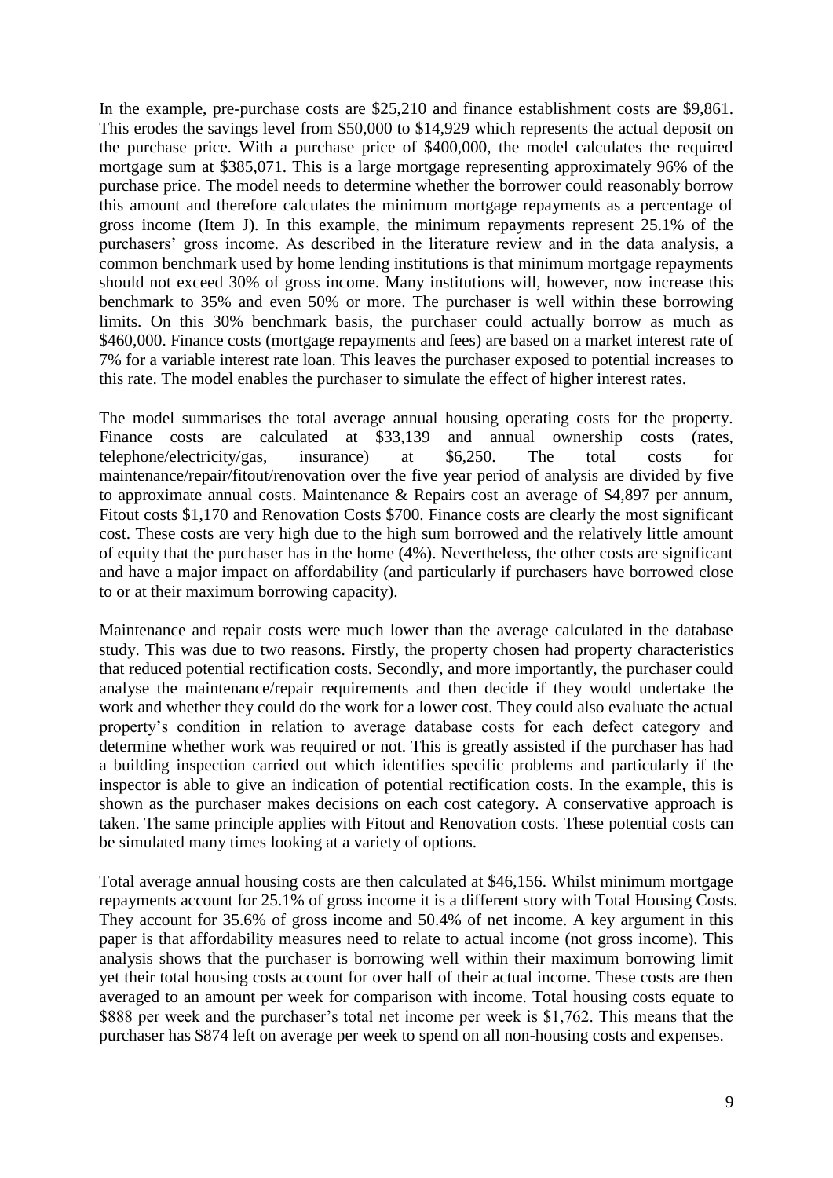In the example, pre-purchase costs are $25,210 and finance establishment costs are $9,861. This erodes the savings level from $50,000 to $14,929 which represents the actual deposit on the purchase price. With a purchase price of $400,000, the model calculates the required mortgage sum at $385,071. This is a large mortgage representing approximately 96% of the purchase price. The model needs to determine whether the borrower could reasonably borrow this amount and therefore calculates the minimum mortgage repayments as a percentage of gross income (Item J). In this example, the minimum repayments represent 25.1% of the purchasers' gross income. As described in the literature review and in the data analysis, a common benchmark used by home lending institutions is that minimum mortgage repayments should not exceed 30% of gross income. Many institutions will, however, now increase this benchmark to 35% and even 50% or more. The purchaser is well within these borrowing limits. On this 30% benchmark basis, the purchaser could actually borrow as much as $460,000. Finance costs (mortgage repayments and fees) are based on a market interest rate of 7% for a variable interest rate loan. This leaves the purchaser exposed to potential increases to this rate. The model enables the purchaser to simulate the effect of higher interest rates.

The model summarises the total average annual housing operating costs for the property. Finance costs are calculated at $33,139 and annual ownership costs (rates, telephone/electricity/gas, insurance) at $6,250. The total costs for maintenance/repair/fitout/renovation over the five year period of analysis are divided by five to approximate annual costs. Maintenance & Repairs cost an average of $4,897 per annum, Fitout costs $1,170 and Renovation Costs $700. Finance costs are clearly the most significant cost. These costs are very high due to the high sum borrowed and the relatively little amount of equity that the purchaser has in the home (4%). Nevertheless, the other costs are significant and have a major impact on affordability (and particularly if purchasers have borrowed close to or at their maximum borrowing capacity).

Maintenance and repair costs were much lower than the average calculated in the database study. This was due to two reasons. Firstly, the property chosen had property characteristics that reduced potential rectification costs. Secondly, and more importantly, the purchaser could analyse the maintenance/repair requirements and then decide if they would undertake the work and whether they could do the work for a lower cost. They could also evaluate the actual property's condition in relation to average database costs for each defect category and determine whether work was required or not. This is greatly assisted if the purchaser has had a building inspection carried out which identifies specific problems and particularly if the inspector is able to give an indication of potential rectification costs. In the example, this is shown as the purchaser makes decisions on each cost category. A conservative approach is taken. The same principle applies with Fitout and Renovation costs. These potential costs can be simulated many times looking at a variety of options.

Total average annual housing costs are then calculated at $46,156. Whilst minimum mortgage repayments account for 25.1% of gross income it is a different story with Total Housing Costs. They account for 35.6% of gross income and 50.4% of net income. A key argument in this paper is that affordability measures need to relate to actual income (not gross income). This analysis shows that the purchaser is borrowing well within their maximum borrowing limit yet their total housing costs account for over half of their actual income. These costs are then averaged to an amount per week for comparison with income. Total housing costs equate to $888 per week and the purchaser's total net income per week is $1,762. This means that the purchaser has $874 left on average per week to spend on all non-housing costs and expenses.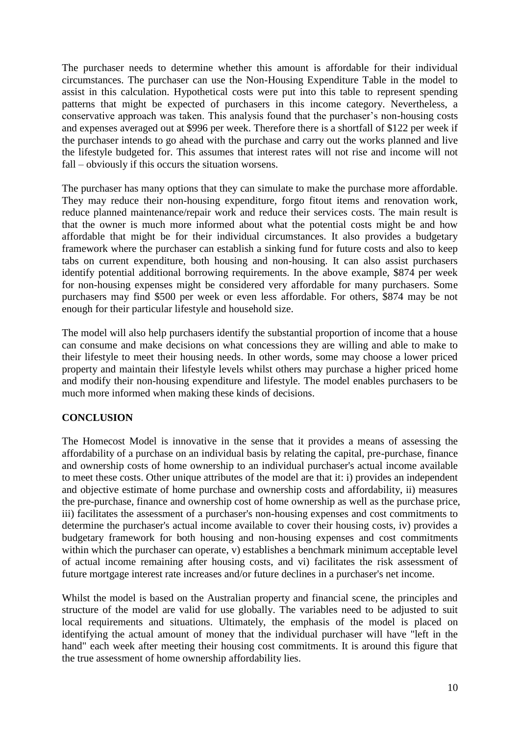The purchaser needs to determine whether this amount is affordable for their individual circumstances. The purchaser can use the Non-Housing Expenditure Table in the model to assist in this calculation. Hypothetical costs were put into this table to represent spending patterns that might be expected of purchasers in this income category. Nevertheless, a conservative approach was taken. This analysis found that the purchaser's non-housing costs and expenses averaged out at $996 per week. Therefore there is a shortfall of $122 per week if the purchaser intends to go ahead with the purchase and carry out the works planned and live the lifestyle budgeted for. This assumes that interest rates will not rise and income will not fall – obviously if this occurs the situation worsens.

The purchaser has many options that they can simulate to make the purchase more affordable. They may reduce their non-housing expenditure, forgo fitout items and renovation work, reduce planned maintenance/repair work and reduce their services costs. The main result is that the owner is much more informed about what the potential costs might be and how affordable that might be for their individual circumstances. It also provides a budgetary framework where the purchaser can establish a sinking fund for future costs and also to keep tabs on current expenditure, both housing and non-housing. It can also assist purchasers identify potential additional borrowing requirements. In the above example, $874 per week for non-housing expenses might be considered very affordable for many purchasers. Some purchasers may find $500 per week or even less affordable. For others, $874 may be not enough for their particular lifestyle and household size.

The model will also help purchasers identify the substantial proportion of income that a house can consume and make decisions on what concessions they are willing and able to make to their lifestyle to meet their housing needs. In other words, some may choose a lower priced property and maintain their lifestyle levels whilst others may purchase a higher priced home and modify their non-housing expenditure and lifestyle. The model enables purchasers to be much more informed when making these kinds of decisions.

## CONCLUSION

The Homecost Model is innovative in the sense that it provides a means of assessing the affordability of a purchase on an individual basis by relating the capital, pre-purchase, finance and ownership costs of home ownership to an individual purchaser's actual income available to meet these costs. Other unique attributes of the model are that it: i) provides an independent and objective estimate of home purchase and ownership costs and affordability, ii) measures the pre-purchase, finance and ownership cost of home ownership as well as the purchase price, iii) facilitates the assessment of a purchaser's non-housing expenses and cost commitments to determine the purchaser's actual income available to cover their housing costs, iv) provides a budgetary framework for both housing and non-housing expenses and cost commitments within which the purchaser can operate, v) establishes a benchmark minimum acceptable level of actual income remaining after housing costs, and vi) facilitates the risk assessment of future mortgage interest rate increases and/or future declines in a purchaser's net income.

Whilst the model is based on the Australian property and financial scene, the principles and structure of the model are valid for use globally. The variables need to be adjusted to suit local requirements and situations. Ultimately, the emphasis of the model is placed on identifying the actual amount of money that the individual purchaser will have "left in the hand" each week after meeting their housing cost commitments. It is around this figure that the true assessment of home ownership affordability lies.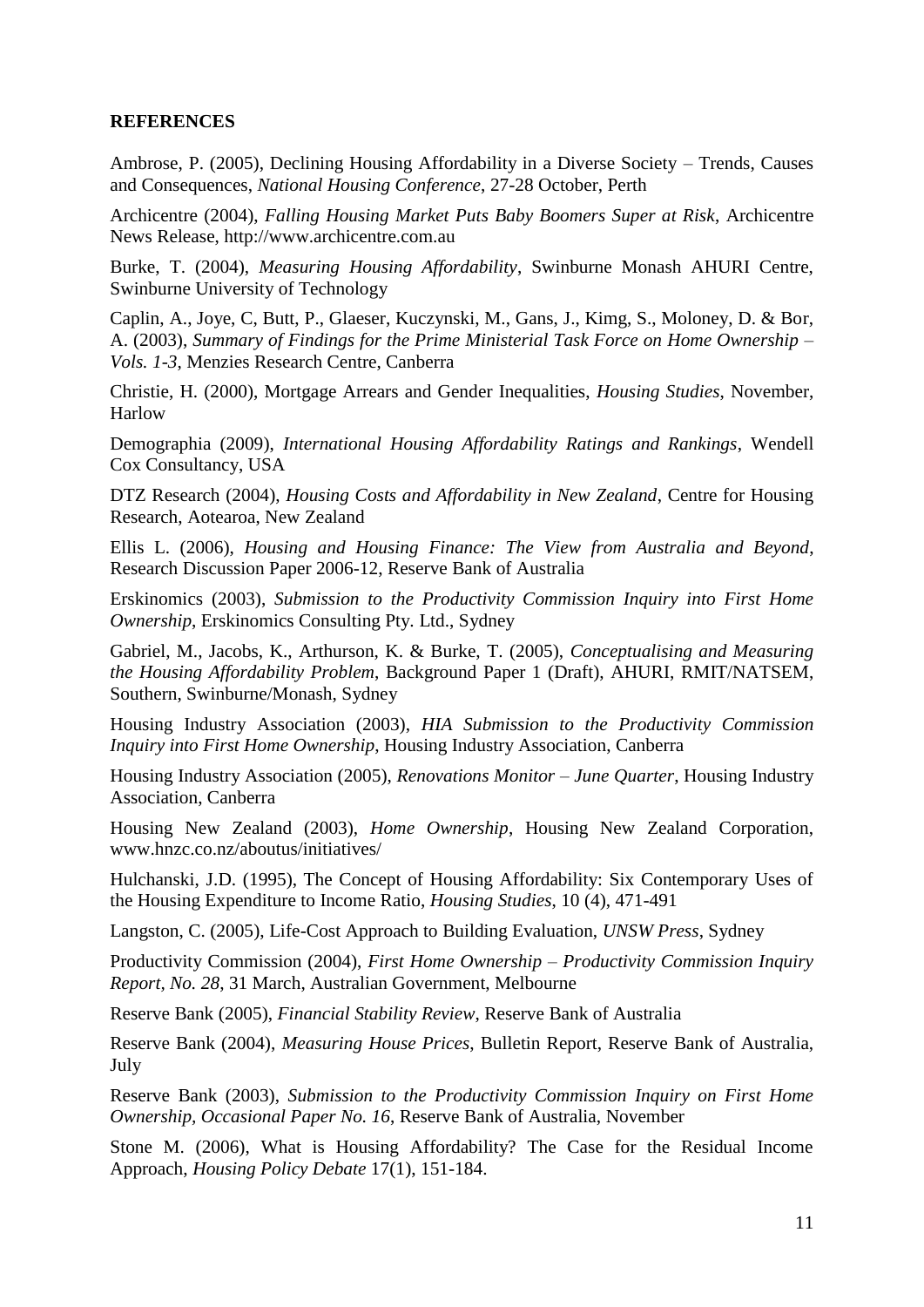**REFERENCES**

Ambrose, P. (2005), Declining Housing Affordability in a Diverse Society – Trends, Causes and Consequences, *National Housing Conference*, 27-28 October, Perth

Archicentre (2004), *Falling Housing Market Puts Baby Boomers Super at Risk*, Archicentre News Release, http://www.archicentre.com.au

Burke, T. (2004), *Measuring Housing Affordability*, Swinburne Monash AHURI Centre, Swinburne University of Technology

Caplin, A., Joye, C, Butt, P., Glaeser, Kuczynski, M., Gans, J., Kimg, S., Moloney, D. & Bor, A. (2003), *Summary of Findings for the Prime Ministerial Task Force on Home Ownership – Vols. 1-3*, Menzies Research Centre, Canberra

Christie, H. (2000), Mortgage Arrears and Gender Inequalities, *Housing Studies*, November, Harlow

Demographia (2009), *International Housing Affordability Ratings and Rankings*, Wendell Cox Consultancy, USA

DTZ Research (2004), *Housing Costs and Affordability in New Zealand*, Centre for Housing Research, Aotearoa, New Zealand

Ellis L. (2006), *Housing and Housing Finance: The View from Australia and Beyond*, Research Discussion Paper 2006-12, Reserve Bank of Australia

Erskinomics (2003), *Submission to the Productivity Commission Inquiry into First Home Ownership*, Erskinomics Consulting Pty. Ltd., Sydney

Gabriel, M., Jacobs, K., Arthurson, K. & Burke, T. (2005), *Conceptualising and Measuring the Housing Affordability Problem*, Background Paper 1 (Draft), AHURI, RMIT/NATSEM, Southern, Swinburne/Monash, Sydney

Housing Industry Association (2003), *HIA Submission to the Productivity Commission Inquiry into First Home Ownership*, Housing Industry Association, Canberra

Housing Industry Association (2005), *Renovations Monitor – June Quarter*, Housing Industry Association, Canberra

Housing New Zealand (2003), *Home Ownership*, Housing New Zealand Corporation, www.hnzc.co.nz/aboutus/initiatives/

Hulchanski, J.D. (1995), The Concept of Housing Affordability: Six Contemporary Uses of the Housing Expenditure to Income Ratio, *Housing Studies*, 10 (4), 471-491

Langston, C. (2005), Life-Cost Approach to Building Evaluation, *UNSW Press*, Sydney

Productivity Commission (2004), *First Home Ownership – Productivity Commission Inquiry Report, No. 28*, 31 March, Australian Government, Melbourne

Reserve Bank (2005), *Financial Stability Review*, Reserve Bank of Australia

Reserve Bank (2004), *Measuring House Prices*, Bulletin Report, Reserve Bank of Australia, July

Reserve Bank (2003), *Submission to the Productivity Commission Inquiry on First Home Ownership*, *Occasional Paper No. 16*, Reserve Bank of Australia, November

Stone M. (2006), What is Housing Affordability? The Case for the Residual Income Approach, *Housing Policy Debate* 17(1), 151-184.